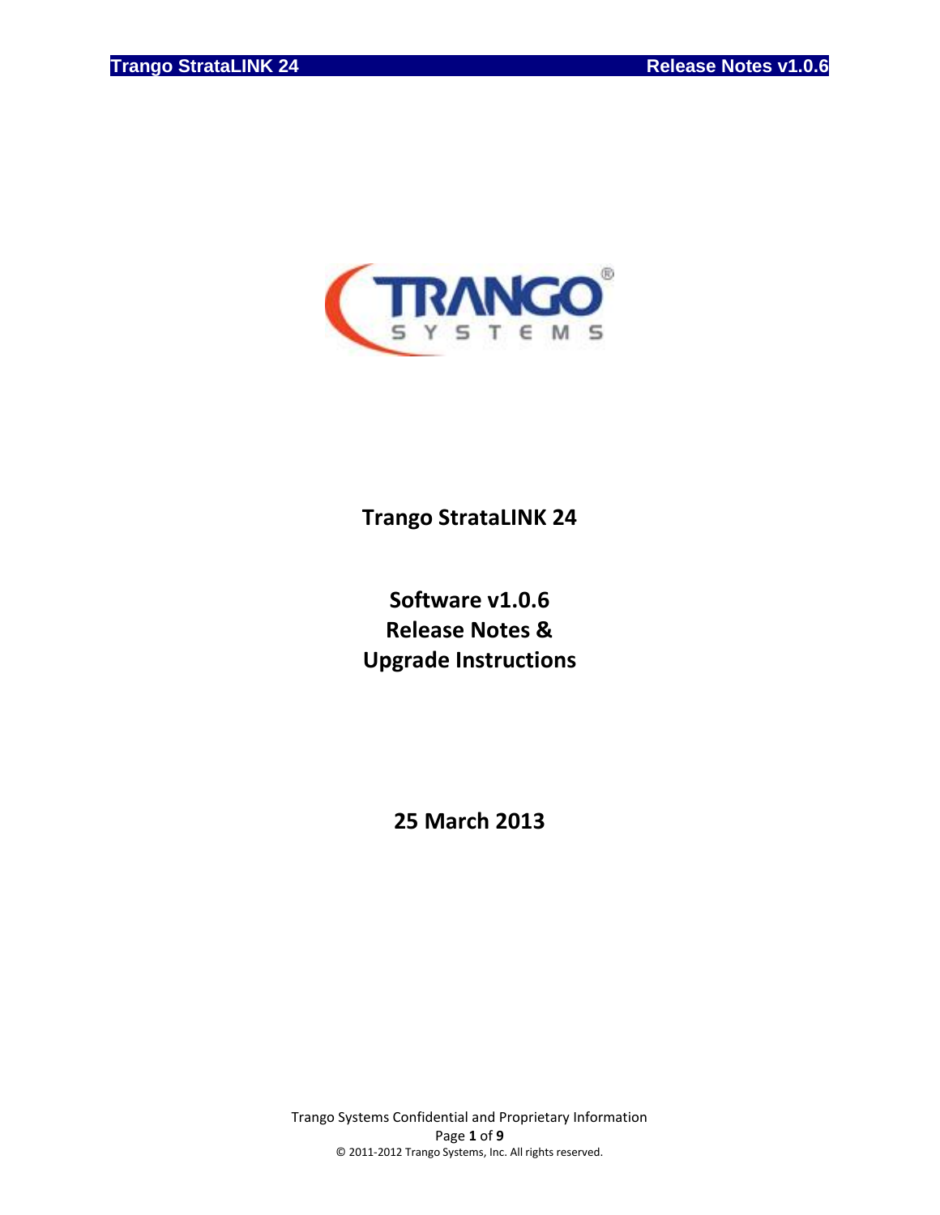# Trango StrataLINK 24

## Software v1.0.6
## Release Notes &
## Upgrade Instructions

**25 March 2013**

Trango Systems Confidential and Proprietary Information

© 2011-2012 Trango Systems, Inc. All rights reserved.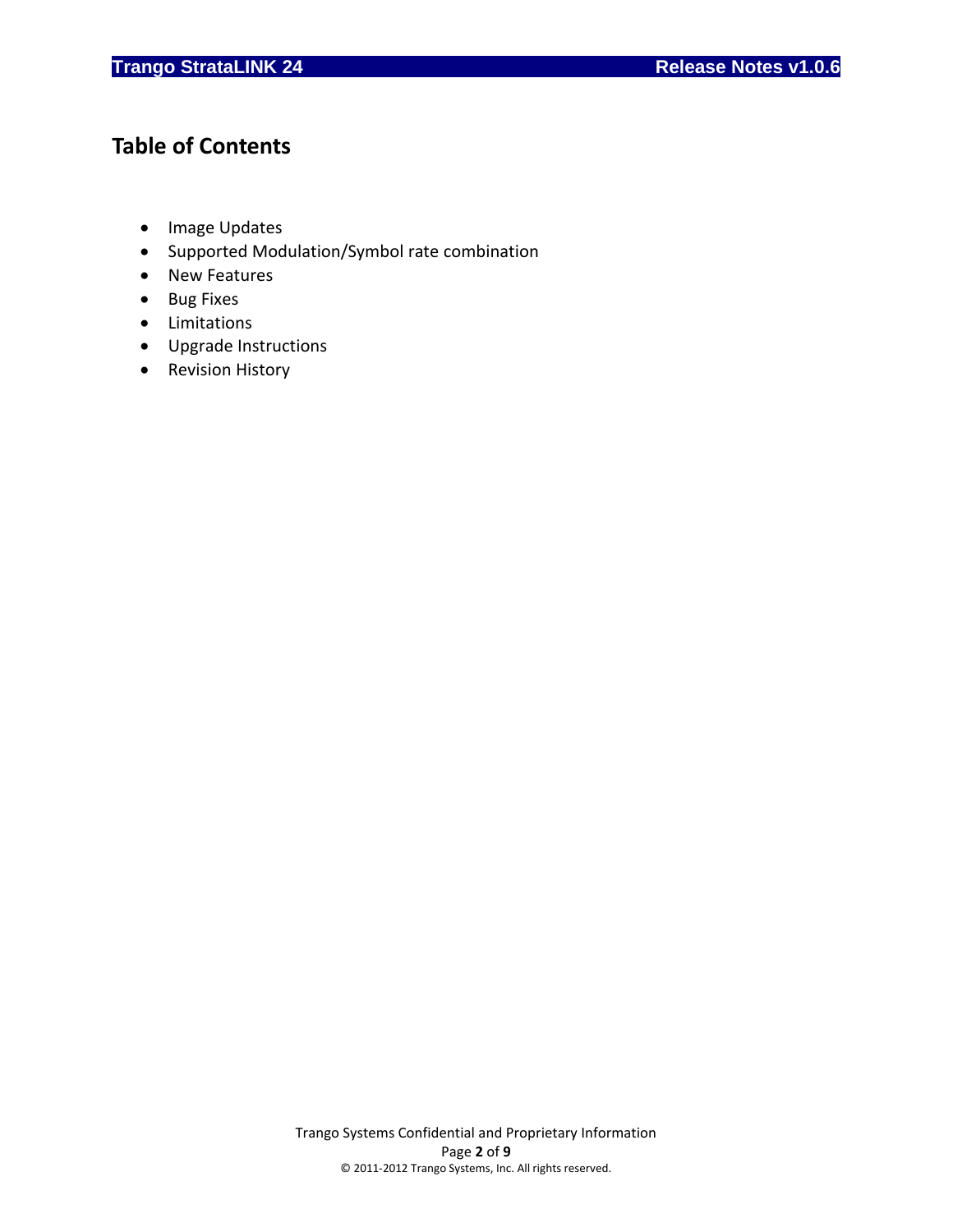# Table of Contents

- Image Updates
- Supported Modulation/Symbol rate combination
- New Features
- Bug Fixes
- Limitations
- Upgrade Instructions
- Revision History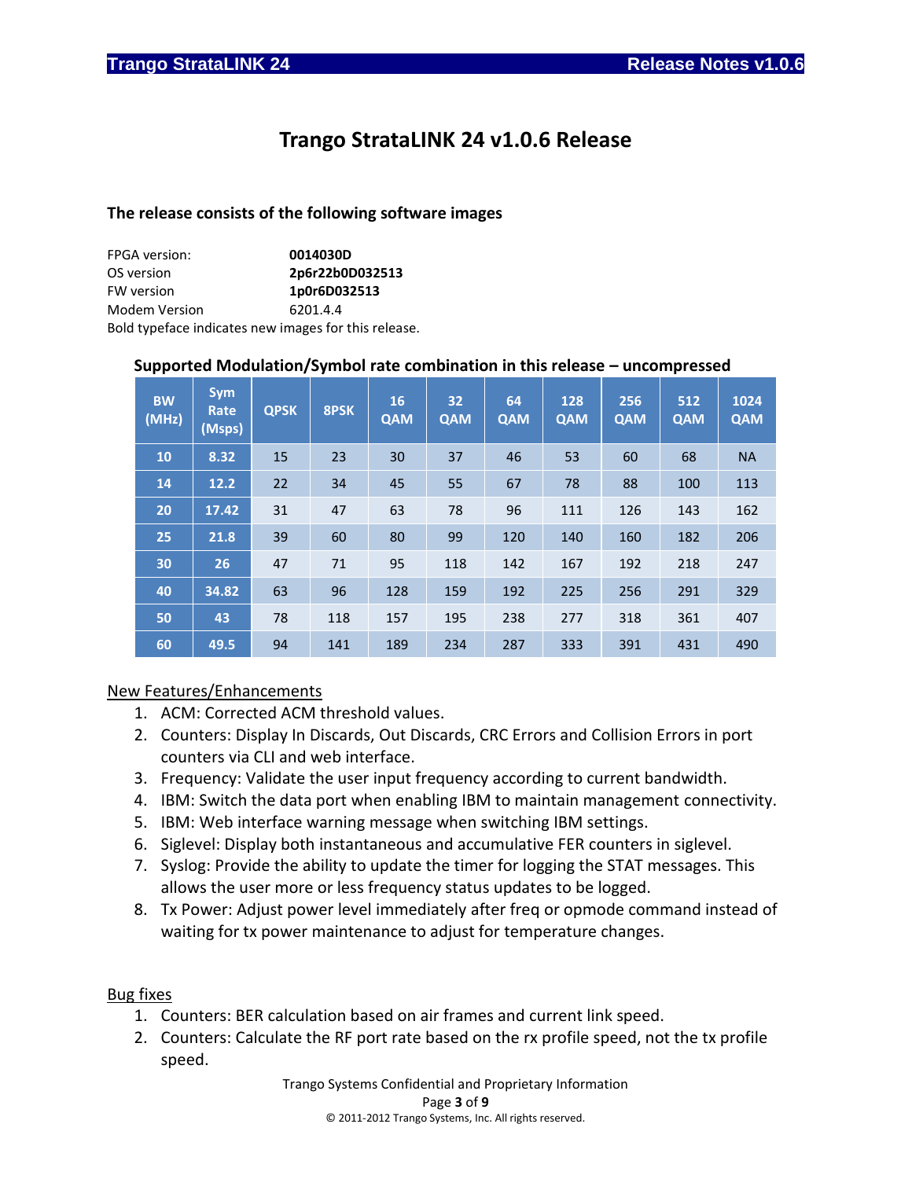# Trango StrataLINK 24 v1.0.6 Release

### The release consists of the following software images

FPGA version: **0014030D**
OS version **2p6r22b0D032513**
FW version **1p0r6D032513**
Modem Version 6201.4.4
Bold typeface indicates new images for this release.

**Supported Modulation/Symbol rate combination in this release – uncompressed**

| BW (MHz) | Sym Rate (Msps) | QPSK | 8PSK | 16 QAM | 32 QAM | 64 QAM | 128 QAM | 256 QAM | 512 QAM | 1024 QAM |
|---|---|---|---|---|---|---|---|---|---|---|
| 10 | 8.32 | 15 | 23 | 30 | 37 | 46 | 53 | 60 | 68 | NA |
| 14 | 12.2 | 22 | 34 | 45 | 55 | 67 | 78 | 88 | 100 | 113 |
| 20 | 17.42 | 31 | 47 | 63 | 78 | 96 | 111 | 126 | 143 | 162 |
| 25 | 21.8 | 39 | 60 | 80 | 99 | 120 | 140 | 160 | 182 | 206 |
| 30 | 26 | 47 | 71 | 95 | 118 | 142 | 167 | 192 | 218 | 247 |
| 40 | 34.82 | 63 | 96 | 128 | 159 | 192 | 225 | 256 | 291 | 329 |
| 50 | 43 | 78 | 118 | 157 | 195 | 238 | 277 | 318 | 361 | 407 |
| 60 | 49.5 | 94 | 141 | 189 | 234 | 287 | 333 | 391 | 431 | 490 |

<u>New Features/Enhancements</u>

1. ACM: Corrected ACM threshold values.
2. Counters: Display In Discards, Out Discards, CRC Errors and Collision Errors in port counters via CLI and web interface.
3. Frequency: Validate the user input frequency according to current bandwidth.
4. IBM: Switch the data port when enabling IBM to maintain management connectivity.
5. IBM: Web interface warning message when switching IBM settings.
6. Siglevel: Display both instantaneous and accumulative FER counters in siglevel.
7. Syslog: Provide the ability to update the timer for logging the STAT messages. This allows the user more or less frequency status updates to be logged.
8. Tx Power: Adjust power level immediately after freq or opmode command instead of waiting for tx power maintenance to adjust for temperature changes.

<u>Bug fixes</u>

1. Counters: BER calculation based on air frames and current link speed.
2. Counters: Calculate the RF port rate based on the rx profile speed, not the tx profile speed.

Trango Systems Confidential and Proprietary Information

© 2011-2012 Trango Systems, Inc. All rights reserved.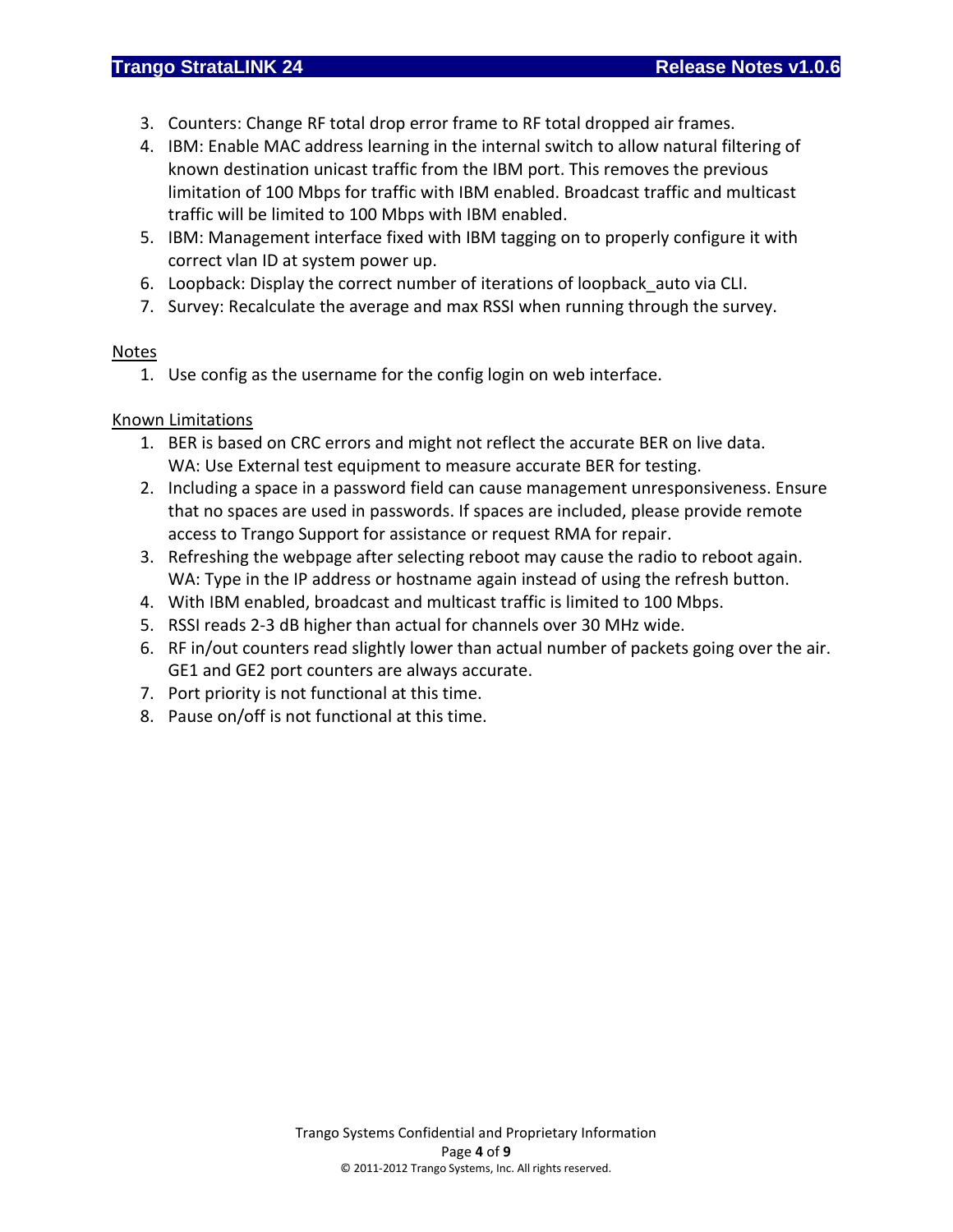3. Counters: Change RF total drop error frame to RF total dropped air frames.
4. IBM: Enable MAC address learning in the internal switch to allow natural filtering of known destination unicast traffic from the IBM port. This removes the previous limitation of 100 Mbps for traffic with IBM enabled. Broadcast traffic and multicast traffic will be limited to 100 Mbps with IBM enabled.
5. IBM: Management interface fixed with IBM tagging on to properly configure it with correct vlan ID at system power up.
6. Loopback: Display the correct number of iterations of loopback_auto via CLI.
7. Survey: Recalculate the average and max RSSI when running through the survey.

<u>Notes</u>

1. Use config as the username for the config login on web interface.

<u>Known Limitations</u>

1. BER is based on CRC errors and might not reflect the accurate BER on live data.
   WA: Use External test equipment to measure accurate BER for testing.
2. Including a space in a password field can cause management unresponsiveness. Ensure that no spaces are used in passwords. If spaces are included, please provide remote access to Trango Support for assistance or request RMA for repair.
3. Refreshing the webpage after selecting reboot may cause the radio to reboot again.
   WA: Type in the IP address or hostname again instead of using the refresh button.
4. With IBM enabled, broadcast and multicast traffic is limited to 100 Mbps.
5. RSSI reads 2-3 dB higher than actual for channels over 30 MHz wide.
6. RF in/out counters read slightly lower than actual number of packets going over the air. GE1 and GE2 port counters are always accurate.
7. Port priority is not functional at this time.
8. Pause on/off is not functional at this time.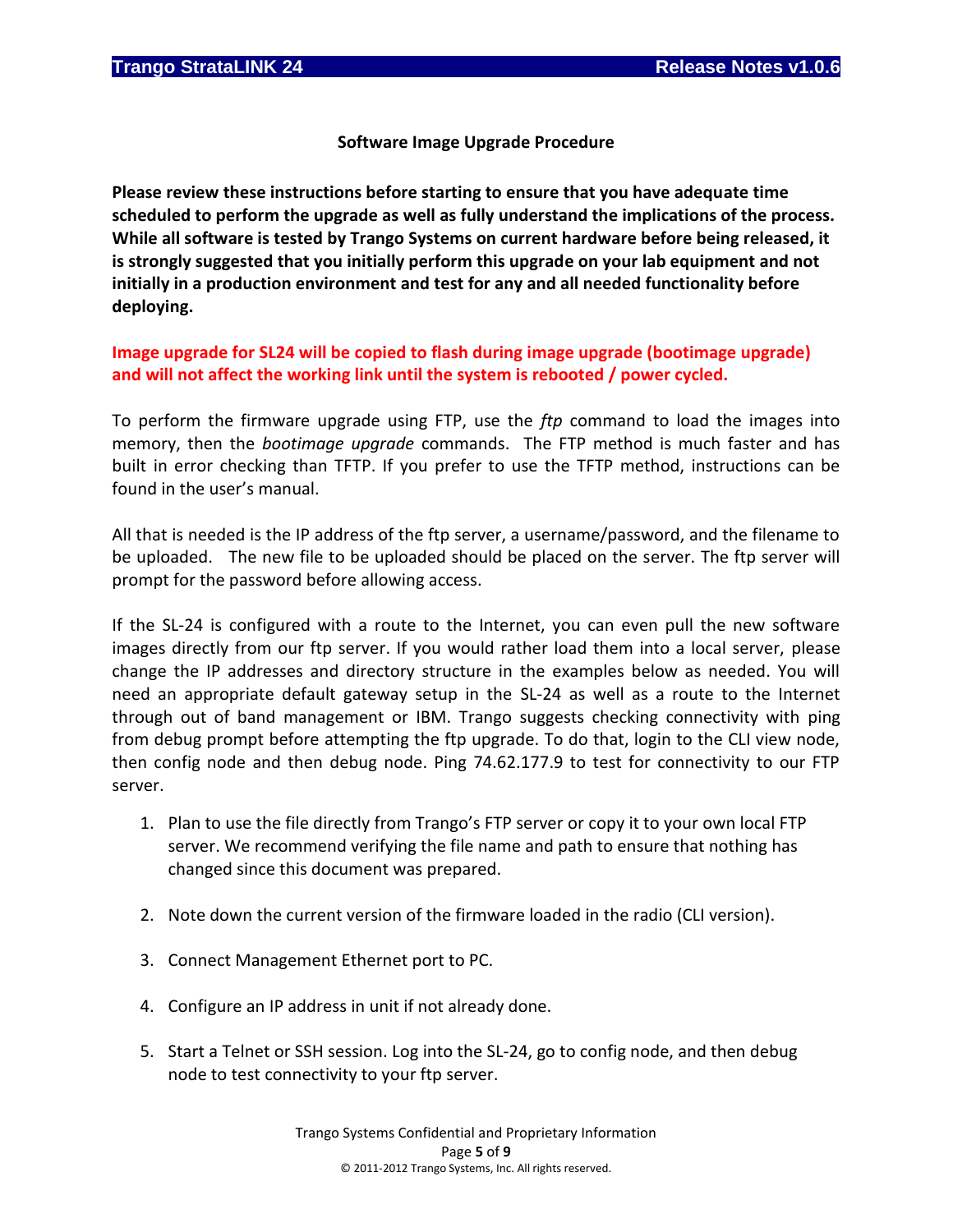## Software Image Upgrade Procedure

**Please review these instructions before starting to ensure that you have adequate time scheduled to perform the upgrade as well as fully understand the implications of the process. While all software is tested by Trango Systems on current hardware before being released, it is strongly suggested that you initially perform this upgrade on your lab equipment and not initially in a production environment and test for any and all needed functionality before deploying.**

**Image upgrade for SL24 will be copied to flash during image upgrade (bootimage upgrade) and will not affect the working link until the system is rebooted / power cycled.**

To perform the firmware upgrade using FTP, use the *ftp* command to load the images into memory, then the *bootimage upgrade* commands. The FTP method is much faster and has built in error checking than TFTP. If you prefer to use the TFTP method, instructions can be found in the user's manual.

All that is needed is the IP address of the ftp server, a username/password, and the filename to be uploaded. The new file to be uploaded should be placed on the server. The ftp server will prompt for the password before allowing access.

If the SL-24 is configured with a route to the Internet, you can even pull the new software images directly from our ftp server. If you would rather load them into a local server, please change the IP addresses and directory structure in the examples below as needed. You will need an appropriate default gateway setup in the SL-24 as well as a route to the Internet through out of band management or IBM. Trango suggests checking connectivity with ping from debug prompt before attempting the ftp upgrade. To do that, login to the CLI view node, then config node and then debug node. Ping 74.62.177.9 to test for connectivity to our FTP server.

1. Plan to use the file directly from Trango's FTP server or copy it to your own local FTP server. We recommend verifying the file name and path to ensure that nothing has changed since this document was prepared.

2. Note down the current version of the firmware loaded in the radio (CLI version).

3. Connect Management Ethernet port to PC.

4. Configure an IP address in unit if not already done.

5. Start a Telnet or SSH session. Log into the SL-24, go to config node, and then debug node to test connectivity to your ftp server.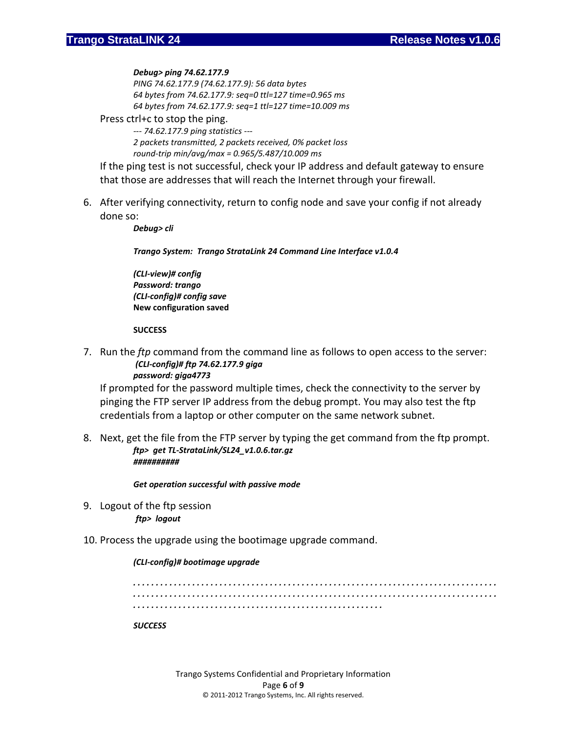*Debug> ping 74.62.177.9*
*PING 74.62.177.9 (74.62.177.9): 56 data bytes*
*64 bytes from 74.62.177.9: seq=0 ttl=127 time=0.965 ms*
*64 bytes from 74.62.177.9: seq=1 ttl=127 time=10.009 ms*

Press ctrl+c to stop the ping.

*--- 74.62.177.9 ping statistics ---*
*2 packets transmitted, 2 packets received, 0% packet loss*
*round-trip min/avg/max = 0.965/5.487/10.009 ms*

If the ping test is not successful, check your IP address and default gateway to ensure that those are addresses that will reach the Internet through your firewall.

6. After verifying connectivity, return to config node and save your config if not already done so:

    ***Debug> cli***

    ***Trango System: Trango StrataLink 24 Command Line Interface v1.0.4***

    ***(CLI-view)# config***
    ***Password: trango***
    ***(CLI-config)# config save***
    **New configuration saved**

    **SUCCESS**

7. Run the *ftp* command from the command line as follows to open access to the server:

    ***(CLI-config)# ftp 74.62.177.9 giga***
    ***password: giga4773***

    If prompted for the password multiple times, check the connectivity to the server by pinging the FTP server IP address from the debug prompt. You may also test the ftp credentials from a laptop or other computer on the same network subnet.

8. Next, get the file from the FTP server by typing the get command from the ftp prompt.

    ***ftp> get TL-StrataLink/SL24_v1.0.6.tar.gz***
    ***##########***

    ***Get operation successful with passive mode***

9. Logout of the ftp session

    ***ftp> logout***

10. Process the upgrade using the bootimage upgrade command.

    ***(CLI-config)# bootimage upgrade***

    *.............................................................................*
    *.............................................................................*
    *.....................................................*

    ***SUCCESS***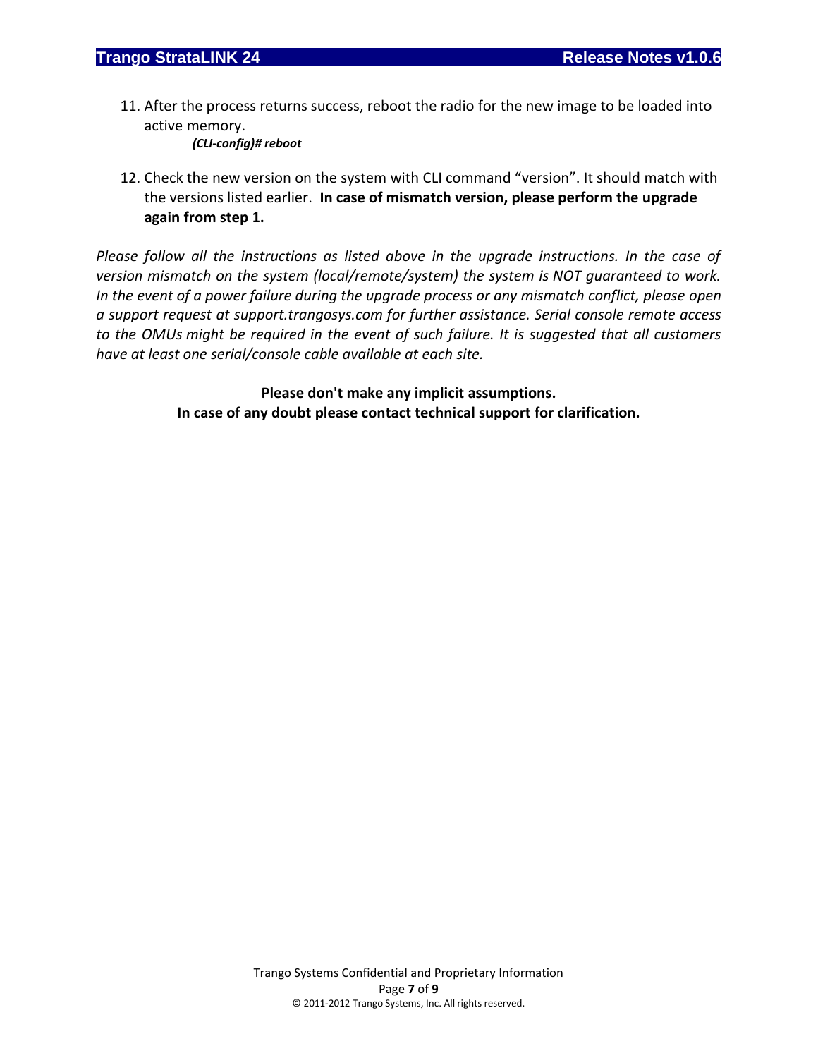11. After the process returns success, reboot the radio for the new image to be loaded into active memory.

    ***(CLI-config)# reboot***

12. Check the new version on the system with CLI command “version”. It should match with the versions listed earlier. **In case of mismatch version, please perform the upgrade again from step 1.**

*Please follow all the instructions as listed above in the upgrade instructions. In the case of version mismatch on the system (local/remote/system) the system is NOT guaranteed to work. In the event of a power failure during the upgrade process or any mismatch conflict, please open a support request at support.trangosys.com for further assistance. Serial console remote access to the OMUs might be required in the event of such failure. It is suggested that all customers have at least one serial/console cable available at each site.*

**Please don't make any implicit assumptions.**
**In case of any doubt please contact technical support for clarification.**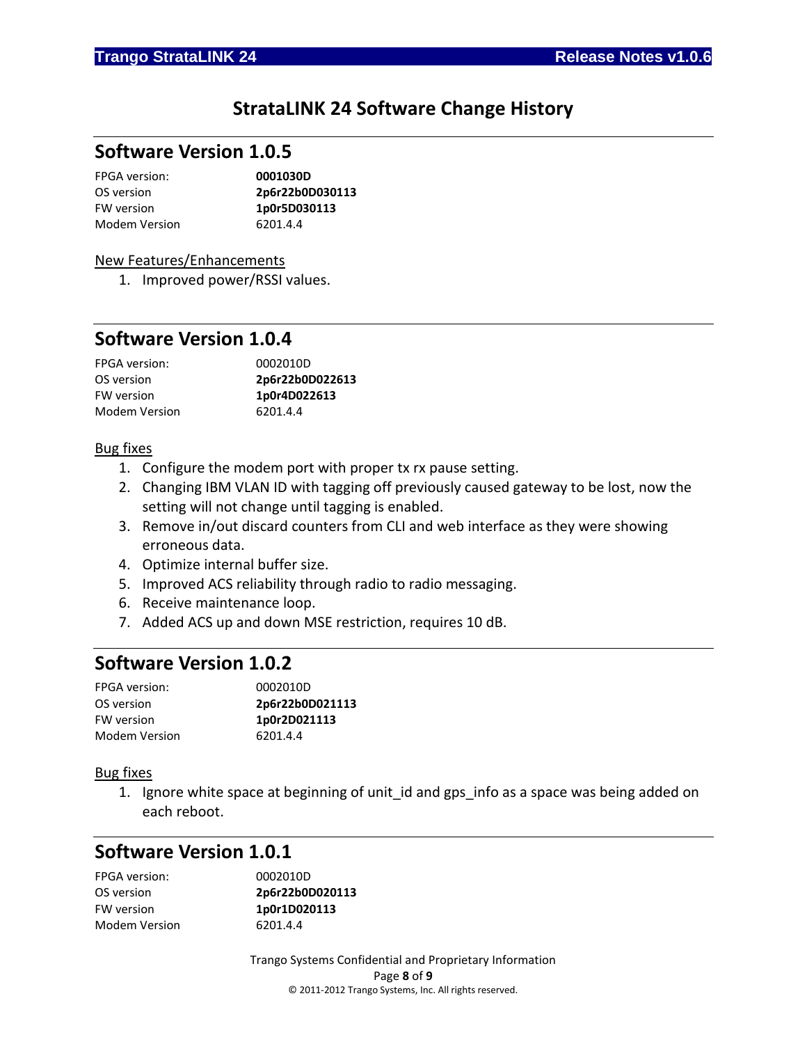# StrataLINK 24 Software Change History

## Software Version 1.0.5

| | |
|---|---|
| FPGA version: | **0001030D** |
| OS version | **2p6r22b0D030113** |
| FW version | **1p0r5D030113** |
| Modem Version | 6201.4.4 |

New Features/Enhancements

1. Improved power/RSSI values.

## Software Version 1.0.4

| | |
|---|---|
| FPGA version: | 0002010D |
| OS version | **2p6r22b0D022613** |
| FW version | **1p0r4D022613** |
| Modem Version | 6201.4.4 |

Bug fixes

1. Configure the modem port with proper tx rx pause setting.
2. Changing IBM VLAN ID with tagging off previously caused gateway to be lost, now the setting will not change until tagging is enabled.
3. Remove in/out discard counters from CLI and web interface as they were showing erroneous data.
4. Optimize internal buffer size.
5. Improved ACS reliability through radio to radio messaging.
6. Receive maintenance loop.
7. Added ACS up and down MSE restriction, requires 10 dB.

## Software Version 1.0.2

| | |
|---|---|
| FPGA version: | 0002010D |
| OS version | **2p6r22b0D021113** |
| FW version | **1p0r2D021113** |
| Modem Version | 6201.4.4 |

Bug fixes

1. Ignore white space at beginning of unit_id and gps_info as a space was being added on each reboot.

## Software Version 1.0.1

| | |
|---|---|
| FPGA version: | 0002010D |
| OS version | **2p6r22b0D020113** |
| FW version | **1p0r1D020113** |
| Modem Version | 6201.4.4 |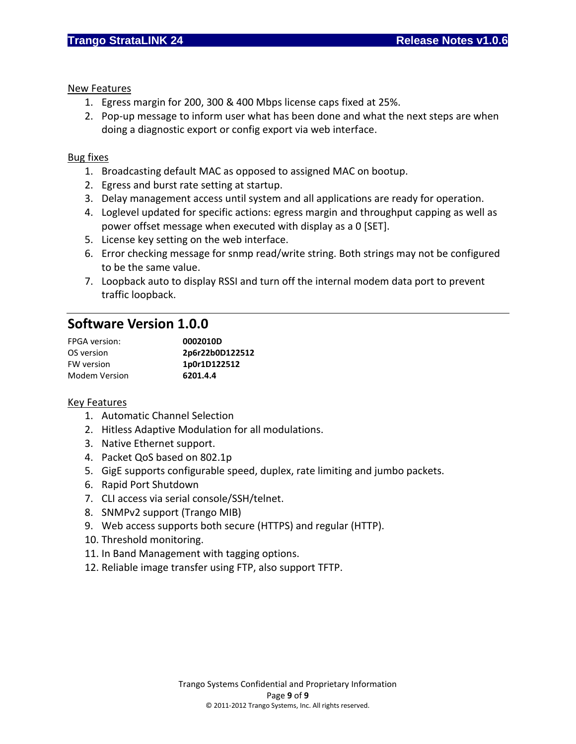New Features

1. Egress margin for 200, 300 & 400 Mbps license caps fixed at 25%.
2. Pop-up message to inform user what has been done and what the next steps are when doing a diagnostic export or config export via web interface.

Bug fixes

1. Broadcasting default MAC as opposed to assigned MAC on bootup.
2. Egress and burst rate setting at startup.
3. Delay management access until system and all applications are ready for operation.
4. Loglevel updated for specific actions: egress margin and throughput capping as well as power offset message when executed with display as a 0 [SET].
5. License key setting on the web interface.
6. Error checking message for snmp read/write string. Both strings may not be configured to be the same value.
7. Loopback auto to display RSSI and turn off the internal modem data port to prevent traffic loopback.

## Software Version 1.0.0

| | |
|---|---|
| FPGA version: | **0002010D** |
| OS version | **2p6r22b0D122512** |
| FW version | **1p0r1D122512** |
| Modem Version | **6201.4.4** |

Key Features

1. Automatic Channel Selection
2. Hitless Adaptive Modulation for all modulations.
3. Native Ethernet support.
4. Packet QoS based on 802.1p
5. GigE supports configurable speed, duplex, rate limiting and jumbo packets.
6. Rapid Port Shutdown
7. CLI access via serial console/SSH/telnet.
8. SNMPv2 support (Trango MIB)
9. Web access supports both secure (HTTPS) and regular (HTTP).
10. Threshold monitoring.
11. In Band Management with tagging options.
12. Reliable image transfer using FTP, also support TFTP.